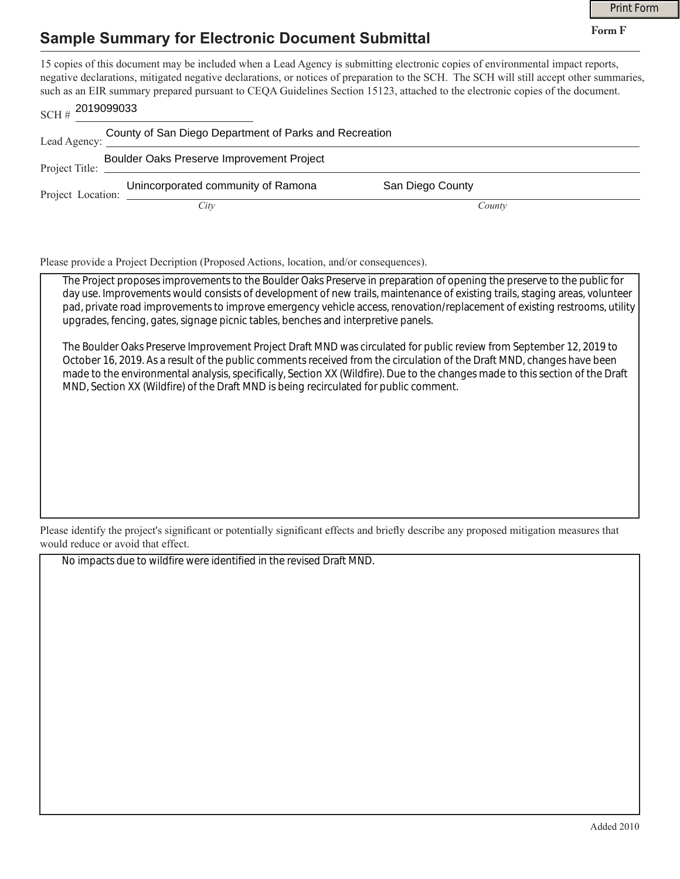Print Form

**Form F**

# Sample Summary for Electronic Document Submittal

15 copies of this document may be included when a Lead Agency is submitting electronic copies of environmental impact reports, negative declarations, mitigated negative declarations, or notices of preparation to the SCH. The SCH will still accept other summaries, such as an EIR summary prepared pursuant to CEQA Guidelines Section 15123, attached to the electronic copies of the document.

SCH # 2019099033

Lead Agency: County of San Diego Department of Parks and Recreation

Project Title: Boulder Oaks Preserve Improvement Project

Project Location: Unincorporated community of Ramona (*City*) San Diego County (*County*)

Please provide a Project Decription (Proposed Actions, location, and/or consequences).

The Project proposes improvements to the Boulder Oaks Preserve in preparation of opening the preserve to the public for day use. Improvements would consists of development of new trails, maintenance of existing trails, staging areas, volunteer pad, private road improvements to improve emergency vehicle access, renovation/replacement of existing restrooms, utility upgrades, fencing, gates, signage picnic tables, benches and interpretive panels.

The Boulder Oaks Preserve Improvement Project Draft MND was circulated for public review from September 12, 2019 to October 16, 2019. As a result of the public comments received from the circulation of the Draft MND, changes have been made to the environmental analysis, specifically, Section XX (Wildfire). Due to the changes made to this section of the Draft MND, Section XX (Wildfire) of the Draft MND is being recirculated for public comment.

Please identify the project's significant or potentially significant effects and briefly describe any proposed mitigation measures that would reduce or avoid that effect.

No impacts due to wildfire were identified in the revised Draft MND.

Added 2010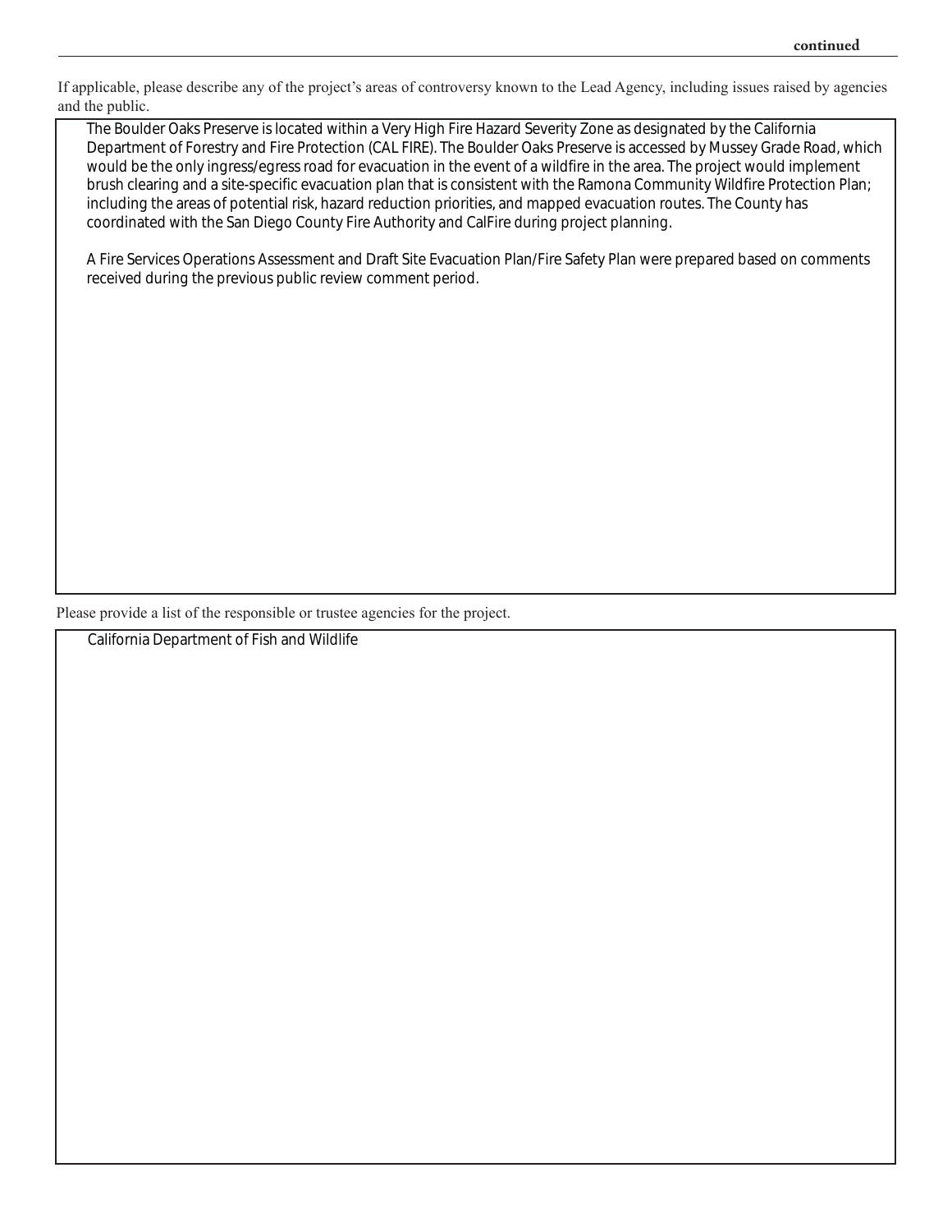If applicable, please describe any of the project's areas of controversy known to the Lead Agency, including issues raised by agencies and the public.

The Boulder Oaks Preserve is located within a Very High Fire Hazard Severity Zone as designated by the California Department of Forestry and Fire Protection (CAL FIRE). The Boulder Oaks Preserve is accessed by Mussey Grade Road, which would be the only ingress/egress road for evacuation in the event of a wildfire in the area. The project would implement brush clearing and a site-specific evacuation plan that is consistent with the Ramona Community Wildfire Protection Plan; including the areas of potential risk, hazard reduction priorities, and mapped evacuation routes. The County has coordinated with the San Diego County Fire Authority and CalFire during project planning.

A Fire Services Operations Assessment and Draft Site Evacuation Plan/Fire Safety Plan were prepared based on comments received during the previous public review comment period.

Please provide a list of the responsible or trustee agencies for the project.

California Department of Fish and Wildlife